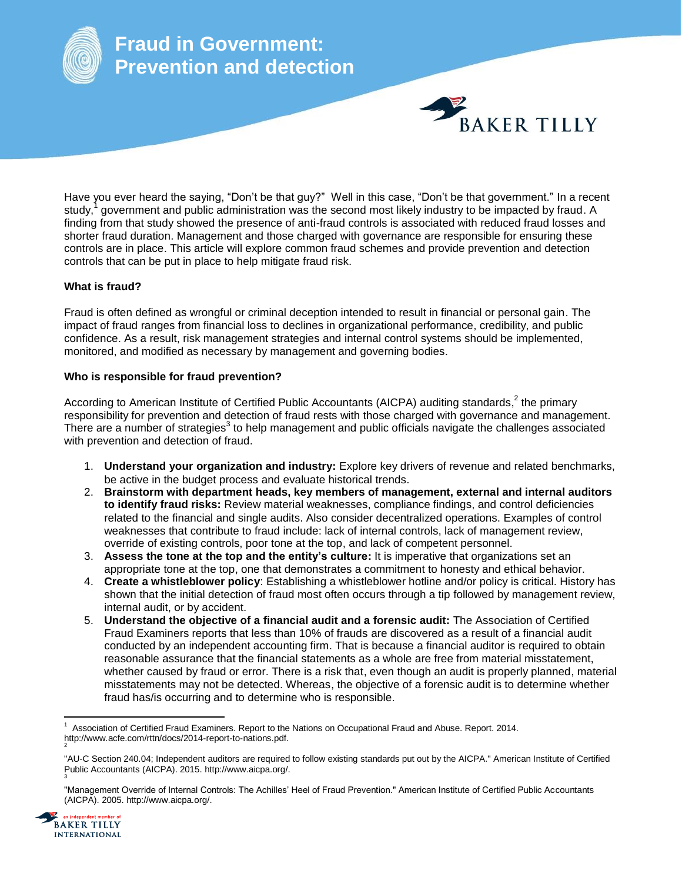# Fraud in Government: Prevention and detection

Have you ever heard the saying, "Don't be that guy?" Well in this case, "Don't be that government." In a recent study,[1] government and public administration was the second most likely industry to be impacted by fraud. A finding from that study showed the presence of anti-fraud controls is associated with reduced fraud losses and shorter fraud duration. Management and those charged with governance are responsible for ensuring these controls are in place. This article will explore common fraud schemes and provide prevention and detection controls that can be put in place to help mitigate fraud risk.

**What is fraud?**

Fraud is often defined as wrongful or criminal deception intended to result in financial or personal gain. The impact of fraud ranges from financial loss to declines in organizational performance, credibility, and public confidence. As a result, risk management strategies and internal control systems should be implemented, monitored, and modified as necessary by management and governing bodies.

**Who is responsible for fraud prevention?**

According to American Institute of Certified Public Accountants (AICPA) auditing standards,[2] the primary responsibility for prevention and detection of fraud rests with those charged with governance and management. There are a number of strategies[3] to help management and public officials navigate the challenges associated with prevention and detection of fraud.

1. **Understand your organization and industry:** Explore key drivers of revenue and related benchmarks, be active in the budget process and evaluate historical trends.
2. **Brainstorm with department heads, key members of management, external and internal auditors to identify fraud risks:** Review material weaknesses, compliance findings, and control deficiencies related to the financial and single audits. Also consider decentralized operations. Examples of control weaknesses that contribute to fraud include: lack of internal controls, lack of management review, override of existing controls, poor tone at the top, and lack of competent personnel.
3. **Assess the tone at the top and the entity's culture:** It is imperative that organizations set an appropriate tone at the top, one that demonstrates a commitment to honesty and ethical behavior.
4. **Create a whistleblower policy**: Establishing a whistleblower hotline and/or policy is critical. History has shown that the initial detection of fraud most often occurs through a tip followed by management review, internal audit, or by accident.
5. **Understand the objective of a financial audit and a forensic audit:** The Association of Certified Fraud Examiners reports that less than 10% of frauds are discovered as a result of a financial audit conducted by an independent accounting firm. That is because a financial auditor is required to obtain reasonable assurance that the financial statements as a whole are free from material misstatement, whether caused by fraud or error. There is a risk that, even though an audit is properly planned, material misstatements may not be detected. Whereas, the objective of a forensic audit is to determine whether fraud has/is occurring and to determine who is responsible.

---

[1] Association of Certified Fraud Examiners. Report to the Nations on Occupational Fraud and Abuse. Report. 2014. http://www.acfe.com/rttn/docs/2014-report-to-nations.pdf.

[2] "AU-C Section 240.04; Independent auditors are required to follow existing standards put out by the AICPA." American Institute of Certified Public Accountants (AICPA). 2015. http://www.aicpa.org/.

[3] "Management Override of Internal Controls: The Achilles' Heel of Fraud Prevention." American Institute of Certified Public Accountants (AICPA). 2005. http://www.aicpa.org/.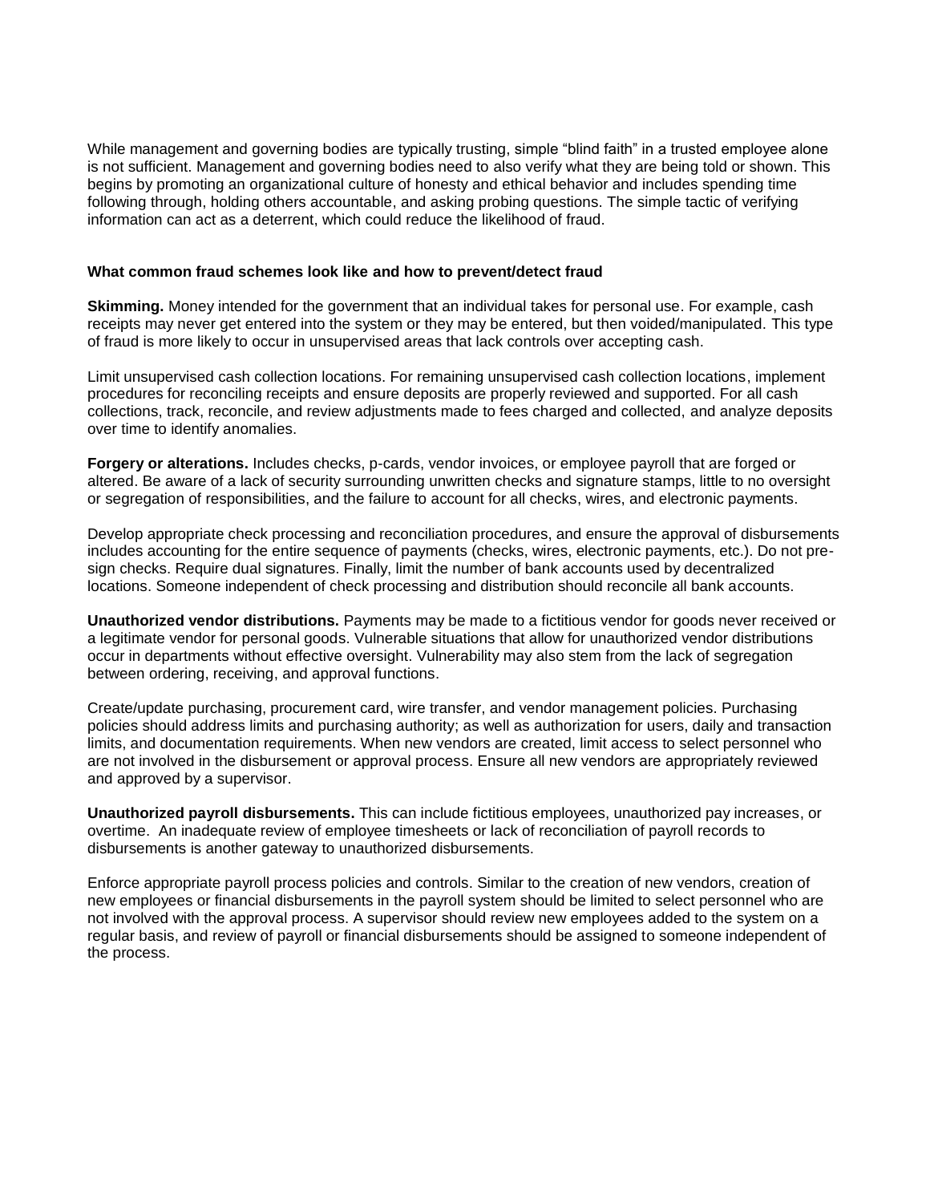While management and governing bodies are typically trusting, simple "blind faith" in a trusted employee alone is not sufficient. Management and governing bodies need to also verify what they are being told or shown. This begins by promoting an organizational culture of honesty and ethical behavior and includes spending time following through, holding others accountable, and asking probing questions. The simple tactic of verifying information can act as a deterrent, which could reduce the likelihood of fraud.

**What common fraud schemes look like and how to prevent/detect fraud**

**Skimming.** Money intended for the government that an individual takes for personal use. For example, cash receipts may never get entered into the system or they may be entered, but then voided/manipulated. This type of fraud is more likely to occur in unsupervised areas that lack controls over accepting cash.

Limit unsupervised cash collection locations. For remaining unsupervised cash collection locations, implement procedures for reconciling receipts and ensure deposits are properly reviewed and supported. For all cash collections, track, reconcile, and review adjustments made to fees charged and collected, and analyze deposits over time to identify anomalies.

**Forgery or alterations.** Includes checks, p-cards, vendor invoices, or employee payroll that are forged or altered. Be aware of a lack of security surrounding unwritten checks and signature stamps, little to no oversight or segregation of responsibilities, and the failure to account for all checks, wires, and electronic payments.

Develop appropriate check processing and reconciliation procedures, and ensure the approval of disbursements includes accounting for the entire sequence of payments (checks, wires, electronic payments, etc.). Do not pre-sign checks. Require dual signatures. Finally, limit the number of bank accounts used by decentralized locations. Someone independent of check processing and distribution should reconcile all bank accounts.

**Unauthorized vendor distributions.** Payments may be made to a fictitious vendor for goods never received or a legitimate vendor for personal goods. Vulnerable situations that allow for unauthorized vendor distributions occur in departments without effective oversight. Vulnerability may also stem from the lack of segregation between ordering, receiving, and approval functions.

Create/update purchasing, procurement card, wire transfer, and vendor management policies. Purchasing policies should address limits and purchasing authority; as well as authorization for users, daily and transaction limits, and documentation requirements. When new vendors are created, limit access to select personnel who are not involved in the disbursement or approval process. Ensure all new vendors are appropriately reviewed and approved by a supervisor.

**Unauthorized payroll disbursements.** This can include fictitious employees, unauthorized pay increases, or overtime. An inadequate review of employee timesheets or lack of reconciliation of payroll records to disbursements is another gateway to unauthorized disbursements.

Enforce appropriate payroll process policies and controls. Similar to the creation of new vendors, creation of new employees or financial disbursements in the payroll system should be limited to select personnel who are not involved with the approval process. A supervisor should review new employees added to the system on a regular basis, and review of payroll or financial disbursements should be assigned to someone independent of the process.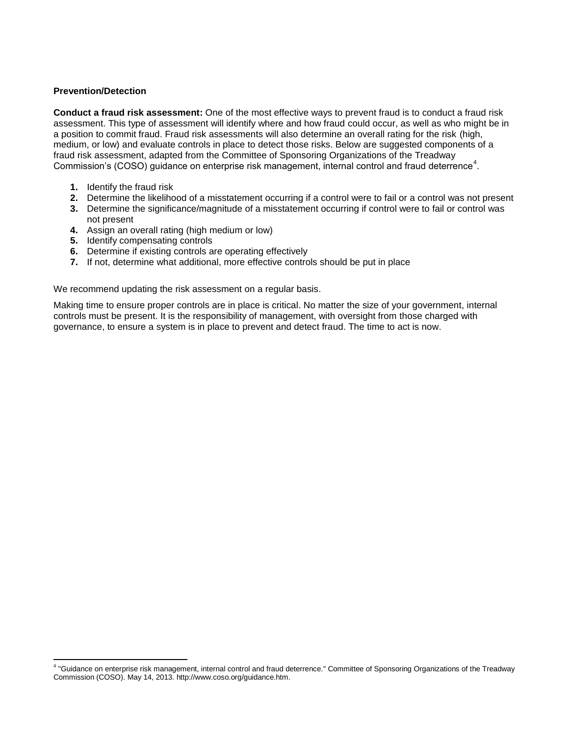**Prevention/Detection**

**Conduct a fraud risk assessment:** One of the most effective ways to prevent fraud is to conduct a fraud risk assessment. This type of assessment will identify where and how fraud could occur, as well as who might be in a position to commit fraud. Fraud risk assessments will also determine an overall rating for the risk (high, medium, or low) and evaluate controls in place to detect those risks. Below are suggested components of a fraud risk assessment, adapted from the Committee of Sponsoring Organizations of the Treadway Commission's (COSO) guidance on enterprise risk management, internal control and fraud deterrence[4].

1. Identify the fraud risk
2. Determine the likelihood of a misstatement occurring if a control were to fail or a control was not present
3. Determine the significance/magnitude of a misstatement occurring if control were to fail or control was not present
4. Assign an overall rating (high medium or low)
5. Identify compensating controls
6. Determine if existing controls are operating effectively
7. If not, determine what additional, more effective controls should be put in place

We recommend updating the risk assessment on a regular basis.

Making time to ensure proper controls are in place is critical. No matter the size of your government, internal controls must be present. It is the responsibility of management, with oversight from those charged with governance, to ensure a system is in place to prevent and detect fraud. The time to act is now.

---

[4] "Guidance on enterprise risk management, internal control and fraud deterrence." Committee of Sponsoring Organizations of the Treadway Commission (COSO). May 14, 2013. http://www.coso.org/guidance.htm.